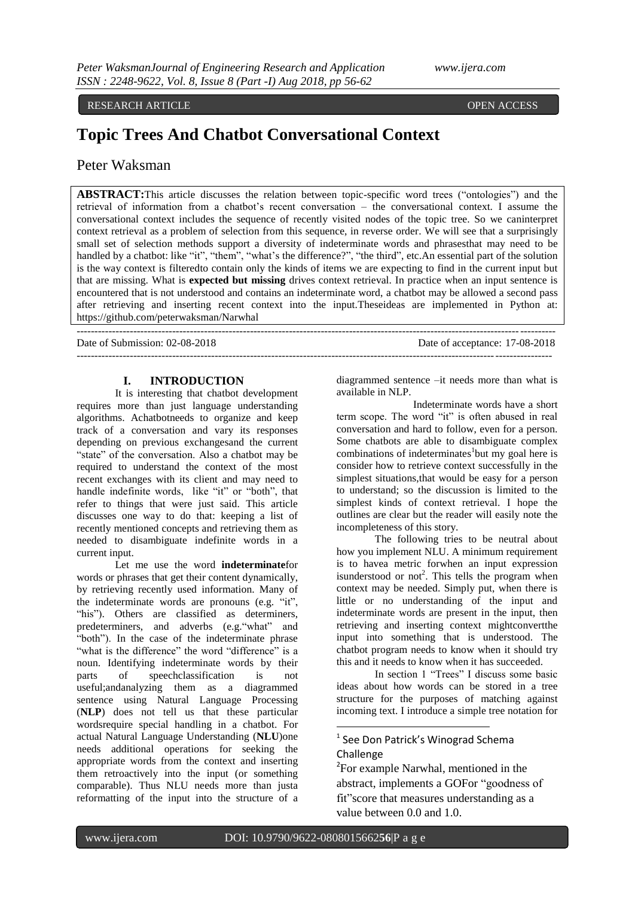RESEARCH ARTICLE OPEN ACCESS

# Topic Trees And Chatbot Conversational Context

Peter Waksman

**ABSTRACT:** This article discusses the relation between topic-specific word trees ("ontologies") and the retrieval of information from a chatbot's recent conversation – the conversational context. I assume the conversational context includes the sequence of recently visited nodes of the topic tree. So we can interpret context retrieval as a problem of selection from this sequence, in reverse order. We will see that a surprisingly small set of selection methods support a diversity of indeterminate words and phrases that may need to be handled by a chatbot: like "it", "them", "what's the difference?", "the third", etc. An essential part of the solution is the way context is filtered to contain only the kinds of items we are expecting to find in the current input but that are missing. What is **expected but missing** drives context retrieval. In practice when an input sentence is encountered that is not understood and contains an indeterminate word, a chatbot may be allowed a second pass after retrieving and inserting recent context into the input. These ideas are implemented in Python at: https://github.com/peterwaksman/Narwhal

---

Date of Submission: 02-08-2018 Date of acceptance: 17-08-2018

---

## I. INTRODUCTION

It is interesting that chatbot development requires more than just language understanding algorithms. A chatbot needs to organize and keep track of a conversation and vary its responses depending on previous exchanges and the current "state" of the conversation. Also a chatbot may be required to understand the context of the most recent exchanges with its client and may need to handle indefinite words, like "it" or "both", that refer to things that were just said. This article discusses one way to do that: keeping a list of recently mentioned concepts and retrieving them as needed to disambiguate indefinite words in a current input.

Let me use the word **indeterminate** for words or phrases that get their content dynamically, by retrieving recently used information. Many of the indeterminate words are pronouns (e.g. "it", "his"). Others are classified as determiners, predeterminers, and adverbs (e.g. "what" and "both"). In the case of the indeterminate phrase "what is the difference" the word "difference" is a noun. Identifying indeterminate words by their parts of speech classification is not useful; and analyzing them as a diagrammed sentence using Natural Language Processing (**NLP**) does not tell us that these particular words require special handling in a chatbot. For actual Natural Language Understanding (**NLU**) one needs additional operations for seeking the appropriate words from the context and inserting them retroactively into the input (or something comparable). Thus NLU needs more than just a reformatting of the input into the structure of a diagrammed sentence – it needs more than what is available in NLP.

Indeterminate words have a short term scope. The word "it" is often abused in real conversation and hard to follow, even for a person. Some chatbots are able to disambiguate complex combinations of indeterminates[1] but my goal here is consider how to retrieve context successfully in the simplest situations, that would be easy for a person to understand; so the discussion is limited to the simplest kinds of context retrieval. I hope the outlines are clear but the reader will easily note the incompleteness of this story.

The following tries to be neutral about how you implement NLU. A minimum requirement is to have a metric for when an input expression is understood or not[2]. This tells the program when context may be needed. Simply put, when there is little or no understanding of the input and indeterminate words are present in the input, then retrieving and inserting context might convert the input into something that is understood. The chatbot program needs to know when it should try this and it needs to know when it has succeeded.

In section 1 "Trees" I discuss some basic ideas about how words can be stored in a tree structure for the purposes of matching against incoming text. I introduce a simple tree notation for

---

[1] See Don Patrick's Winograd Schema Challenge

[2] For example Narwhal, mentioned in the abstract, implements a GOF or "goodness of fit" score that measures understanding as a value between 0.0 and 1.0.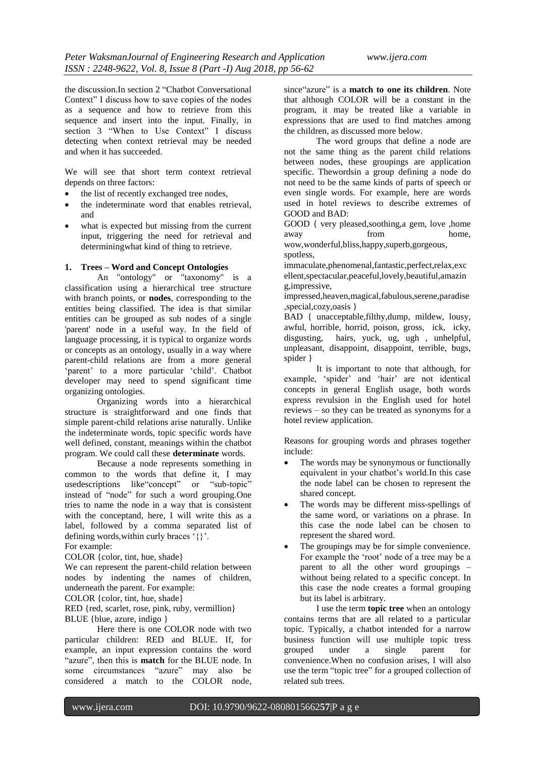the discussion.In section 2 "Chatbot Conversational Context" I discuss how to save copies of the nodes as a sequence and how to retrieve from this sequence and insert into the input. Finally, in section 3 "When to Use Context" I discuss detecting when context retrieval may be needed and when it has succeeded.

We will see that short term context retrieval depends on three factors:

- the list of recently exchanged tree nodes,
- the indeterminate word that enables retrieval, and
- what is expected but missing from the current input, triggering the need for retrieval and determiningwhat kind of thing to retrieve.

## 1. Trees – Word and Concept Ontologies

An "ontology" or "taxonomy" is a classification using a hierarchical tree structure with branch points, or **nodes**, corresponding to the entities being classified. The idea is that similar entities can be grouped as sub nodes of a single 'parent' node in a useful way. In the field of language processing, it is typical to organize words or concepts as an ontology, usually in a way where parent-child relations are from a more general 'parent' to a more particular 'child'. Chatbot developer may need to spend significant time organizing ontologies.

Organizing words into a hierarchical structure is straightforward and one finds that simple parent-child relations arise naturally. Unlike the indeterminate words, topic specific words have well defined, constant, meanings within the chatbot program. We could call these **determinate** words.

Because a node represents something in common to the words that define it, I may usedescriptions like"concept" or "sub-topic" instead of "node" for such a word grouping.One tries to name the node in a way that is consistent with the conceptand, here, I will write this as a label, followed by a comma separated list of defining words,within curly braces '{}'.

For example:

COLOR {color, tint, hue, shade}

We can represent the parent-child relation between nodes by indenting the names of children, underneath the parent. For example:

COLOR {color, tint, hue, shade}

RED {red, scarlet, rose, pink, ruby, vermillion}

BLUE {blue, azure, indigo }

Here there is one COLOR node with two particular children: RED and BLUE. If, for example, an input expression contains the word "azure", then this is **match** for the BLUE node. In some circumstances "azure" may also be considered a match to the COLOR node, since"azure" is a **match to one its children**. Note that although COLOR will be a constant in the program, it may be treated like a variable in expressions that are used to find matches among the children, as discussed more below.

The word groups that define a node are not the same thing as the parent child relations between nodes, these groupings are application specific. Thewordsin a group defining a node do not need to be the same kinds of parts of speech or even single words. For example, here are words used in hotel reviews to describe extremes of GOOD and BAD:

GOOD { very pleased,soothing,a gem, love ,home away from home, wow,wonderful,bliss,happy,superb,gorgeous, spotless, immaculate,phenomenal,fantastic,perfect,relax,excellent,spectacular,peaceful,lovely,beautiful,amazing,impressive, impressed,heaven,magical,fabulous,serene,paradise ,special,cozy,oasis }

BAD { unacceptable,filthy,dump, mildew, lousy, awful, horrible, horrid, poison, gross, ick, icky, disgusting, hairs, yuck, ug, ugh , unhelpful, unpleasant, disappoint, disappoint, terrible, bugs, spider }

It is important to note that although, for example, 'spider' and 'hair' are not identical concepts in general English usage, both words express revulsion in the English used for hotel reviews – so they can be treated as synonyms for a hotel review application.

Reasons for grouping words and phrases together include:

- The words may be synonymous or functionally equivalent in your chatbot's world.In this case the node label can be chosen to represent the shared concept.
- The words may be different miss-spellings of the same word, or variations on a phrase. In this case the node label can be chosen to represent the shared word.
- The groupings may be for simple convenience. For example the 'root' node of a tree may be a parent to all the other word groupings – without being related to a specific concept. In this case the node creates a formal grouping but its label is arbitrary.

I use the term **topic tree** when an ontology contains terms that are all related to a particular topic. Typically, a chatbot intended for a narrow business function will use multiple topic tress grouped under a single parent for convenience.When no confusion arises, I will also use the term "topic tree" for a grouped collection of related sub trees.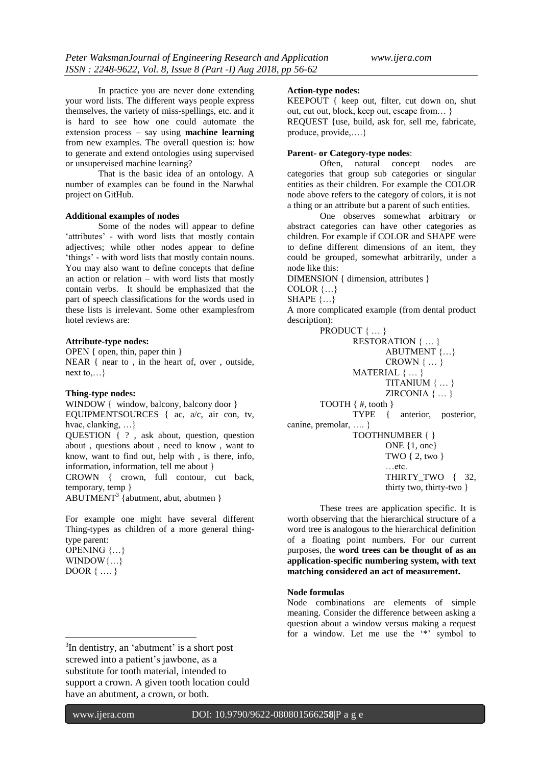In practice you are never done extending your word lists. The different ways people express themselves, the variety of miss-spellings, etc. and it is hard to see how one could automate the extension process – say using **machine learning** from new examples. The overall question is: how to generate and extend ontologies using supervised or unsupervised machine learning?

That is the basic idea of an ontology. A number of examples can be found in the Narwhal project on GitHub.

**Additional examples of nodes**

Some of the nodes will appear to define 'attributes' - with word lists that mostly contain adjectives; while other nodes appear to define 'things' - with word lists that mostly contain nouns. You may also want to define concepts that define an action or relation – with word lists that mostly contain verbs. It should be emphasized that the part of speech classifications for the words used in these lists is irrelevant. Some other examplesfrom hotel reviews are:

**Attribute-type nodes:**

OPEN { open, thin, paper thin }
NEAR { near to , in the heart of, over , outside, next to,…}

**Thing-type nodes:**

WINDOW { window, balcony, balcony door }
EQUIPMENTSOURCES { ac, a/c, air con, tv, hvac, clanking, …}
QUESTION { ? , ask about, question, question about , questions about , need to know , want to know, want to find out, help with , is there, info, information, information, tell me about }
CROWN { crown, full contour, cut back, temporary, temp }
ABUTMENT[3] {abutment, abut, abutmen }

For example one might have several different Thing-types as children of a more general thing-type parent:
OPENING {…}
WINDOW{…}
DOOR { …. }

**Action-type nodes:**

KEEPOUT { keep out, filter, cut down on, shut out, cut out, block, keep out, escape from… }
REQUEST {use, build, ask for, sell me, fabricate, produce, provide,….}

**Parent- or Category-type nodes**:

Often, natural concept nodes are categories that group sub categories or singular entities as their children. For example the COLOR node above refers to the category of colors, it is not a thing or an attribute but a parent of such entities.

One observes somewhat arbitrary or abstract categories can have other categories as children. For example if COLOR and SHAPE were to define different dimensions of an item, they could be grouped, somewhat arbitrarily, under a node like this:

DIMENSION { dimension, attributes }
COLOR {…}
SHAPE {…}

A more complicated example (from dental product description):

```
PRODUCT { … }
        RESTORATION { … }
                ABUTMENT {…}
                CROWN { … }
        MATERIAL { … }
                TITANIUM { … }
                ZIRCONIA { … }
TOOTH { #, tooth }
        TYPE { anterior, posterior, canine, premolar, …. }
        TOOTHNUMBER { }
                ONE {1, one}
                TWO { 2, two }
                …etc.
                THIRTY_TWO { 32, thirty two, thirty-two }
```

These trees are application specific. It is worth observing that the hierarchical structure of a word tree is analogous to the hierarchical definition of a floating point numbers. For our current purposes, the **word trees can be thought of as an application-specific numbering system, with text matching considered an act of measurement.**

**Node formulas**

Node combinations are elements of simple meaning. Consider the difference between asking a question about a window versus making a request for a window. Let me use the '*' symbol to

[3] In dentistry, an 'abutment' is a short post screwed into a patient's jawbone, as a substitute for tooth material, intended to support a crown. A given tooth location could have an abutment, a crown, or both.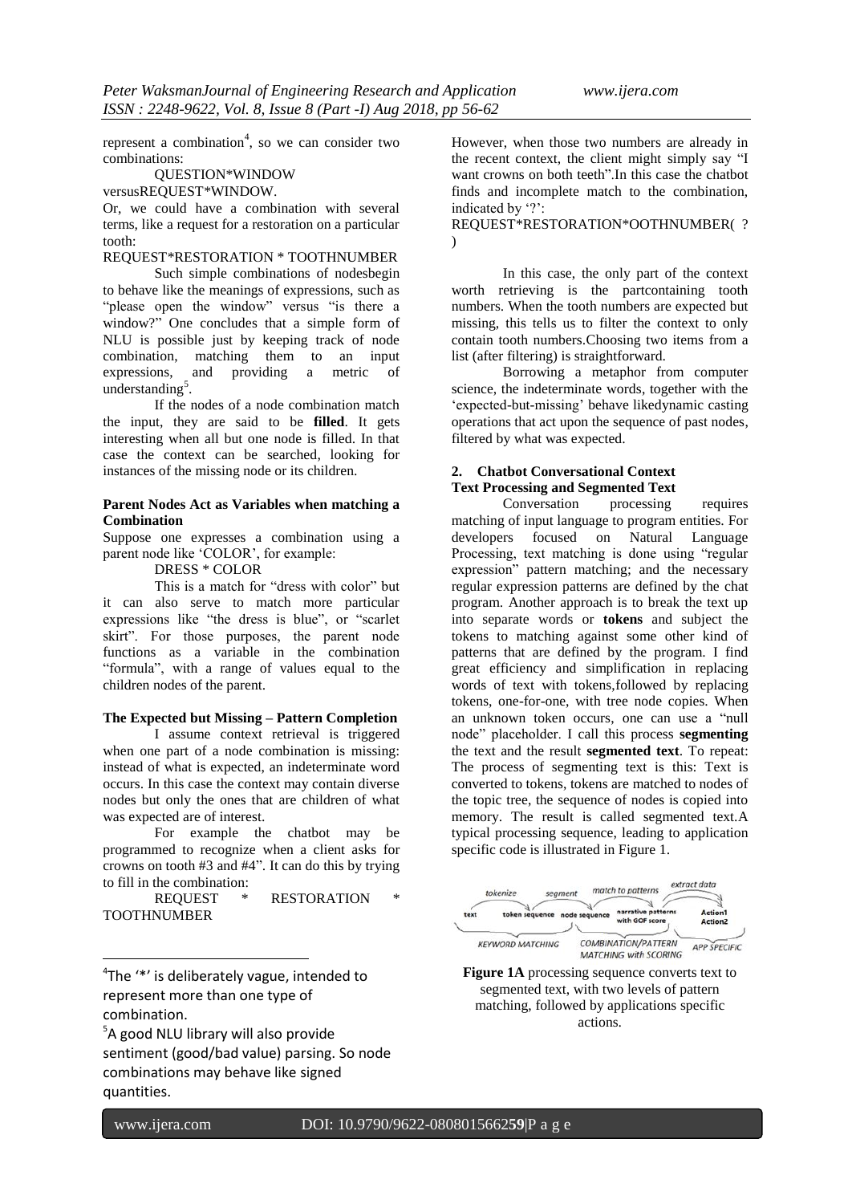represent a combination[4], so we can consider two combinations:

QUESTION*WINDOW

versusREQUEST*WINDOW.

Or, we could have a combination with several terms, like a request for a restoration on a particular tooth:

REQUEST*RESTORATION * TOOTHNUMBER

Such simple combinations of nodesbegin to behave like the meanings of expressions, such as "please open the window" versus "is there a window?" One concludes that a simple form of NLU is possible just by keeping track of node combination, matching them to an input expressions, and providing a metric of understanding[5].

If the nodes of a node combination match the input, they are said to be **filled**. It gets interesting when all but one node is filled. In that case the context can be searched, looking for instances of the missing node or its children.

**Parent Nodes Act as Variables when matching a Combination**

Suppose one expresses a combination using a parent node like 'COLOR', for example:

DRESS * COLOR

This is a match for "dress with color" but it can also serve to match more particular expressions like "the dress is blue", or "scarlet skirt". For those purposes, the parent node functions as a variable in the combination "formula", with a range of values equal to the children nodes of the parent.

**The Expected but Missing – Pattern Completion**

I assume context retrieval is triggered when one part of a node combination is missing: instead of what is expected, an indeterminate word occurs. In this case the context may contain diverse nodes but only the ones that are children of what was expected are of interest.

For example the chatbot may be programmed to recognize when a client asks for crowns on tooth #3 and #4". It can do this by trying to fill in the combination:

REQUEST * RESTORATION * TOOTHNUMBER

However, when those two numbers are already in the recent context, the client might simply say "I want crowns on both teeth".In this case the chatbot finds and incomplete match to the combination, indicated by '?':

REQUEST*RESTORATION*OOTHNUMBER( ? )

In this case, the only part of the context worth retrieving is the partcontaining tooth numbers. When the tooth numbers are expected but missing, this tells us to filter the context to only contain tooth numbers.Choosing two items from a list (after filtering) is straightforward.

Borrowing a metaphor from computer science, the indeterminate words, together with the 'expected-but-missing' behave likedynamic casting operations that act upon the sequence of past nodes, filtered by what was expected.

## 2. Chatbot Conversational Context

**Text Processing and Segmented Text**

Conversation processing requires matching of input language to program entities. For developers focused on Natural Language Processing, text matching is done using "regular expression" pattern matching; and the necessary regular expression patterns are defined by the chat program. Another approach is to break the text up into separate words or **tokens** and subject the tokens to matching against some other kind of patterns that are defined by the program. I find great efficiency and simplification in replacing words of text with tokens,followed by replacing tokens, one-for-one, with tree node copies. When an unknown token occurs, one can use a "null node" placeholder. I call this process **segmenting** the text and the result **segmented text**. To repeat: The process of segmenting text is this: Text is converted to tokens, tokens are matched to nodes of the topic tree, the sequence of nodes is copied into memory. The result is called segmented text.A typical processing sequence, leading to application specific code is illustrated in Figure 1.

tokenize → segment → match to patterns → extract data

text | token sequence | node sequence | narrative patterns with GOF score | Action1 Action2

KEYWORD MATCHING | COMBINATION/PATTERN MATCHING with SCORING | APP SPECIFIC

**Figure 1A** processing sequence converts text to segmented text, with two levels of pattern matching, followed by applications specific actions.

[4] The '*' is deliberately vague, intended to represent more than one type of combination.

[5] A good NLU library will also provide sentiment (good/bad value) parsing. So node combinations may behave like signed quantities.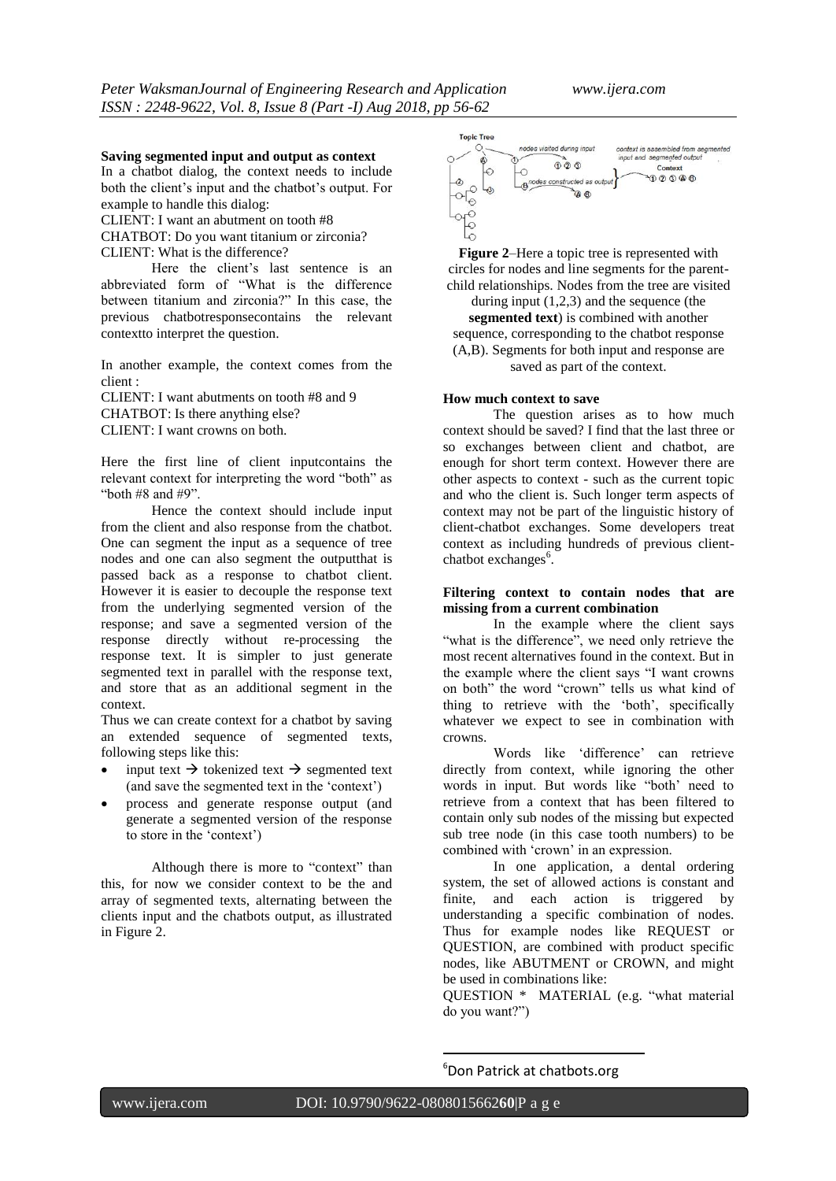**Saving segmented input and output as context**

In a chatbot dialog, the context needs to include both the client's input and the chatbot's output. For example to handle this dialog:

CLIENT: I want an abutment on tooth #8

CHATBOT: Do you want titanium or zirconia?

CLIENT: What is the difference?

Here the client's last sentence is an abbreviated form of "What is the difference between titanium and zirconia?" In this case, the previous chatbotresponsecontains the relevant contextto interpret the question.

In another example, the context comes from the client :

CLIENT: I want abutments on tooth #8 and 9

CHATBOT: Is there anything else?

CLIENT: I want crowns on both.

Here the first line of client inputcontains the relevant context for interpreting the word "both" as "both #8 and #9".

Hence the context should include input from the client and also response from the chatbot. One can segment the input as a sequence of tree nodes and one can also segment the outputthat is passed back as a response to chatbot client. However it is easier to decouple the response text from the underlying segmented version of the response; and save a segmented version of the response directly without re-processing the response text. It is simpler to just generate segmented text in parallel with the response text, and store that as an additional segment in the context.

Thus we can create context for a chatbot by saving an extended sequence of segmented texts, following steps like this:

- input text → tokenized text → segmented text (and save the segmented text in the 'context')
- process and generate response output (and generate a segmented version of the response to store in the 'context')

Although there is more to "context" than this, for now we consider context to be the and array of segmented texts, alternating between the clients input and the chatbots output, as illustrated in Figure 2.

**Figure 2**–Here a topic tree is represented with circles for nodes and line segments for the parent-child relationships. Nodes from the tree are visited during input (1,2,3) and the sequence (the **segmented text**) is combined with another sequence, corresponding to the chatbot response (A,B). Segments for both input and response are saved as part of the context.

**How much context to save**

The question arises as to how much context should be saved? I find that the last three or so exchanges between client and chatbot, are enough for short term context. However there are other aspects to context - such as the current topic and who the client is. Such longer term aspects of context may not be part of the linguistic history of client-chatbot exchanges. Some developers treat context as including hundreds of previous client-chatbot exchanges[6].

**Filtering context to contain nodes that are missing from a current combination**

In the example where the client says "what is the difference", we need only retrieve the most recent alternatives found in the context. But in the example where the client says "I want crowns on both" the word "crown" tells us what kind of thing to retrieve with the 'both', specifically whatever we expect to see in combination with crowns.

Words like 'difference' can retrieve directly from context, while ignoring the other words in input. But words like "both' need to retrieve from a context that has been filtered to contain only sub nodes of the missing but expected sub tree node (in this case tooth numbers) to be combined with 'crown' in an expression.

In one application, a dental ordering system, the set of allowed actions is constant and finite, and each action is triggered by understanding a specific combination of nodes. Thus for example nodes like REQUEST or QUESTION, are combined with product specific nodes, like ABUTMENT or CROWN, and might be used in combinations like:

QUESTION * MATERIAL (e.g. "what material do you want?")

---

[6] Don Patrick at chatbots.org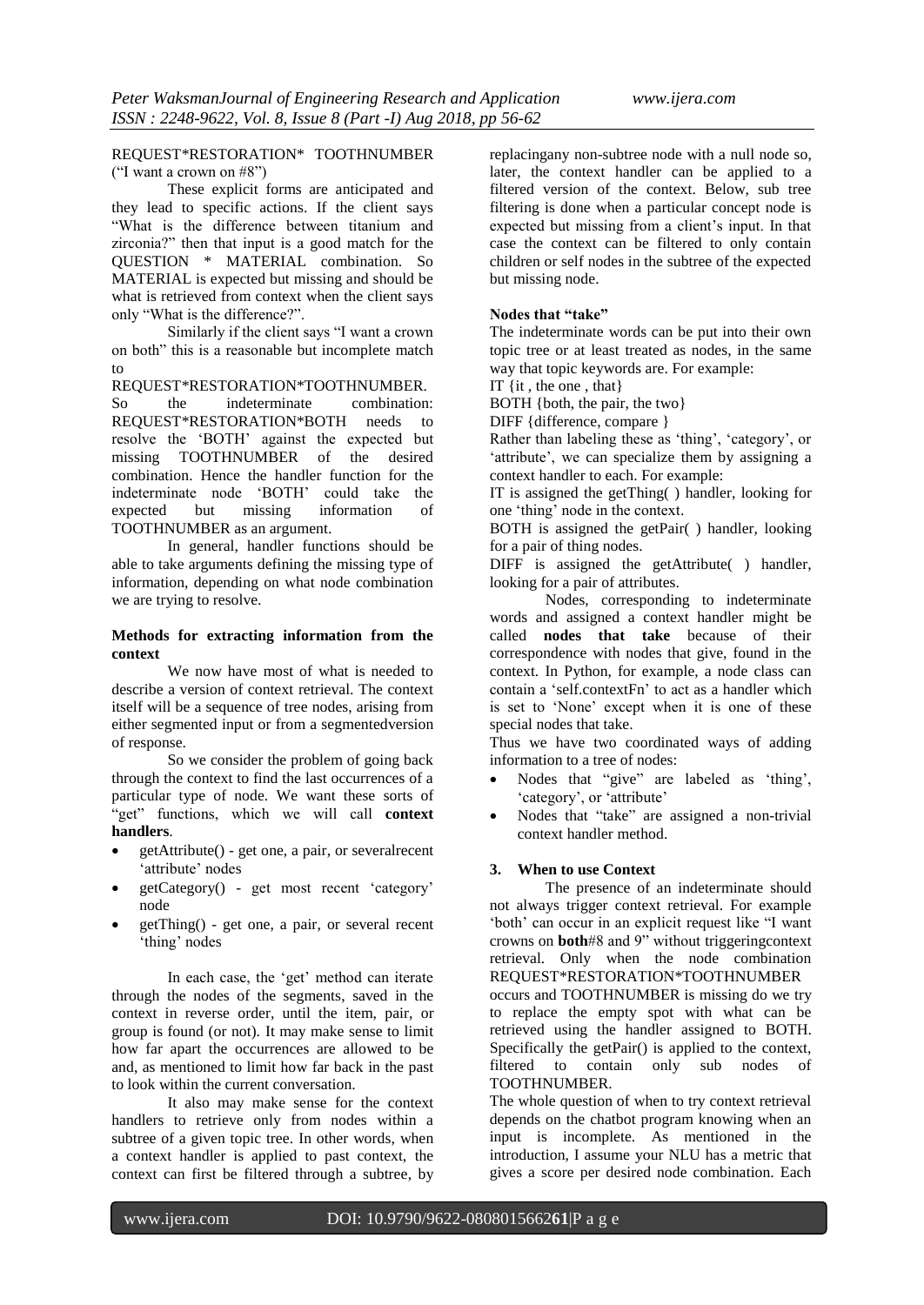REQUEST*RESTORATION* TOOTHNUMBER ("I want a crown on #8")

These explicit forms are anticipated and they lead to specific actions. If the client says "What is the difference between titanium and zirconia?" then that input is a good match for the QUESTION * MATERIAL combination. So MATERIAL is expected but missing and should be what is retrieved from context when the client says only "What is the difference?".

Similarly if the client says "I want a crown on both" this is a reasonable but incomplete match to REQUEST*RESTORATION*TOOTHNUMBER. So the indeterminate combination: REQUEST*RESTORATION*BOTH needs to resolve the 'BOTH' against the expected but missing TOOTHNUMBER of the desired combination. Hence the handler function for the indeterminate node 'BOTH' could take the expected but missing information of TOOTHNUMBER as an argument.

In general, handler functions should be able to take arguments defining the missing type of information, depending on what node combination we are trying to resolve.

**Methods for extracting information from the context**

We now have most of what is needed to describe a version of context retrieval. The context itself will be a sequence of tree nodes, arising from either segmented input or from a segmentedversion of response.

So we consider the problem of going back through the context to find the last occurrences of a particular type of node. We want these sorts of "get" functions, which we will call **context handlers**.

- getAttribute() - get one, a pair, or severalrecent 'attribute' nodes
- getCategory() - get most recent 'category' node
- getThing() - get one, a pair, or several recent 'thing' nodes

In each case, the 'get' method can iterate through the nodes of the segments, saved in the context in reverse order, until the item, pair, or group is found (or not). It may make sense to limit how far apart the occurrences are allowed to be and, as mentioned to limit how far back in the past to look within the current conversation.

It also may make sense for the context handlers to retrieve only from nodes within a subtree of a given topic tree. In other words, when a context handler is applied to past context, the context can first be filtered through a subtree, by replacingany non-subtree node with a null node so, later, the context handler can be applied to a filtered version of the context. Below, sub tree filtering is done when a particular concept node is expected but missing from a client's input. In that case the context can be filtered to only contain children or self nodes in the subtree of the expected but missing node.

**Nodes that "take"**

The indeterminate words can be put into their own topic tree or at least treated as nodes, in the same way that topic keywords are. For example:

IT {it , the one , that}

BOTH {both, the pair, the two}

DIFF {difference, compare }

Rather than labeling these as 'thing', 'category', or 'attribute', we can specialize them by assigning a context handler to each. For example:

IT is assigned the getThing( ) handler, looking for one 'thing' node in the context.

BOTH is assigned the getPair( ) handler, looking for a pair of thing nodes.

DIFF is assigned the getAttribute( ) handler, looking for a pair of attributes.

Nodes, corresponding to indeterminate words and assigned a context handler might be called **nodes that take** because of their correspondence with nodes that give, found in the context. In Python, for example, a node class can contain a 'self.contextFn' to act as a handler which is set to 'None' except when it is one of these special nodes that take.

Thus we have two coordinated ways of adding information to a tree of nodes:

- Nodes that "give" are labeled as 'thing', 'category', or 'attribute'
- Nodes that "take" are assigned a non-trivial context handler method.

## 3. When to use Context

The presence of an indeterminate should not always trigger context retrieval. For example 'both' can occur in an explicit request like "I want crowns on **both**#8 and 9" without triggeringcontext retrieval. Only when the node combination REQUEST*RESTORATION*TOOTHNUMBER occurs and TOOTHNUMBER is missing do we try to replace the empty spot with what can be retrieved using the handler assigned to BOTH. Specifically the getPair() is applied to the context, filtered to contain only sub nodes of TOOTHNUMBER.

The whole question of when to try context retrieval depends on the chatbot program knowing when an input is incomplete. As mentioned in the introduction, I assume your NLU has a metric that gives a score per desired node combination. Each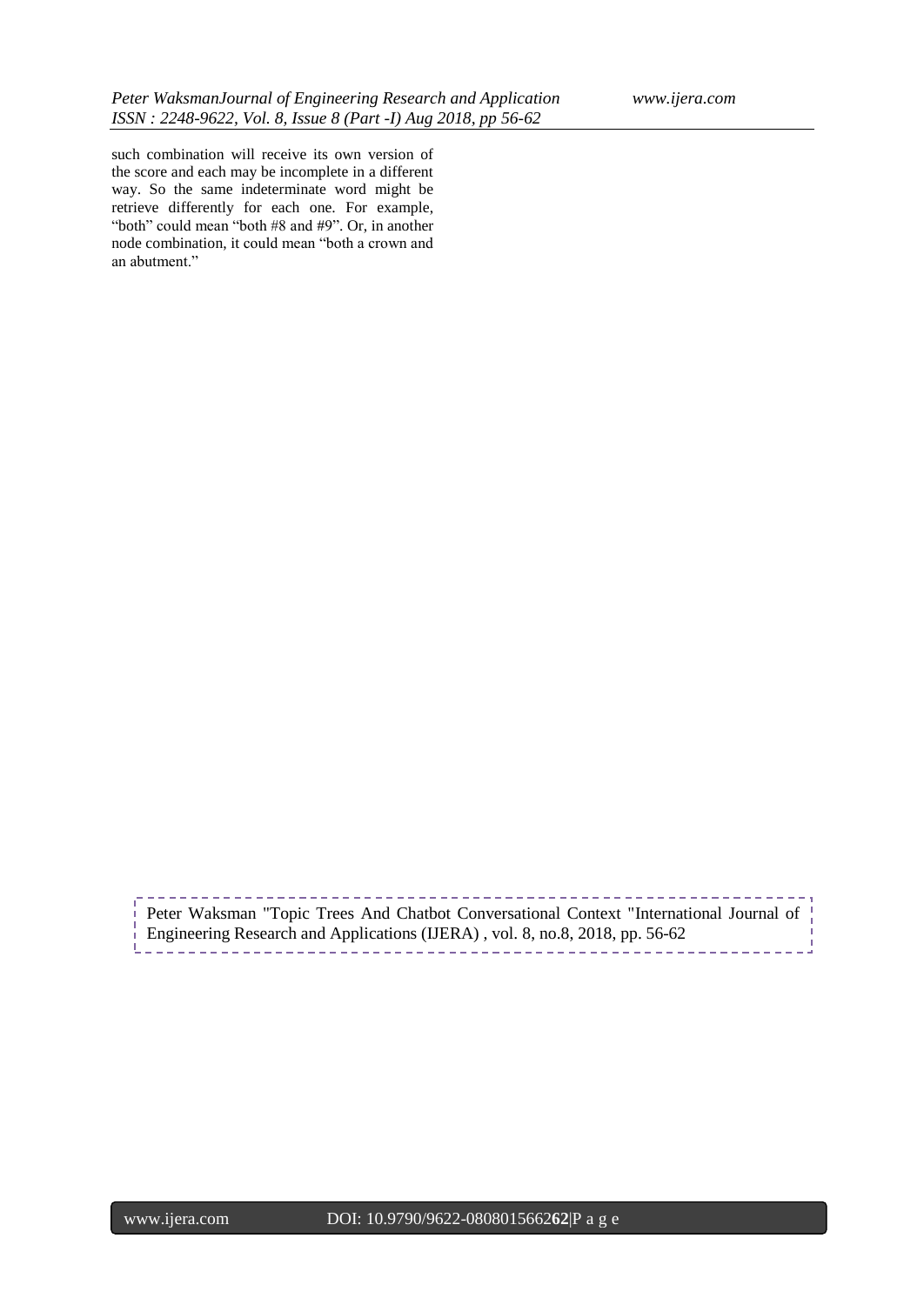such combination will receive its own version of the score and each may be incomplete in a different way. So the same indeterminate word might be retrieve differently for each one. For example, "both" could mean "both #8 and #9". Or, in another node combination, it could mean "both a crown and an abutment."

Peter Waksman "Topic Trees And Chatbot Conversational Context "International Journal of Engineering Research and Applications (IJERA) , vol. 8, no.8, 2018, pp. 56-62